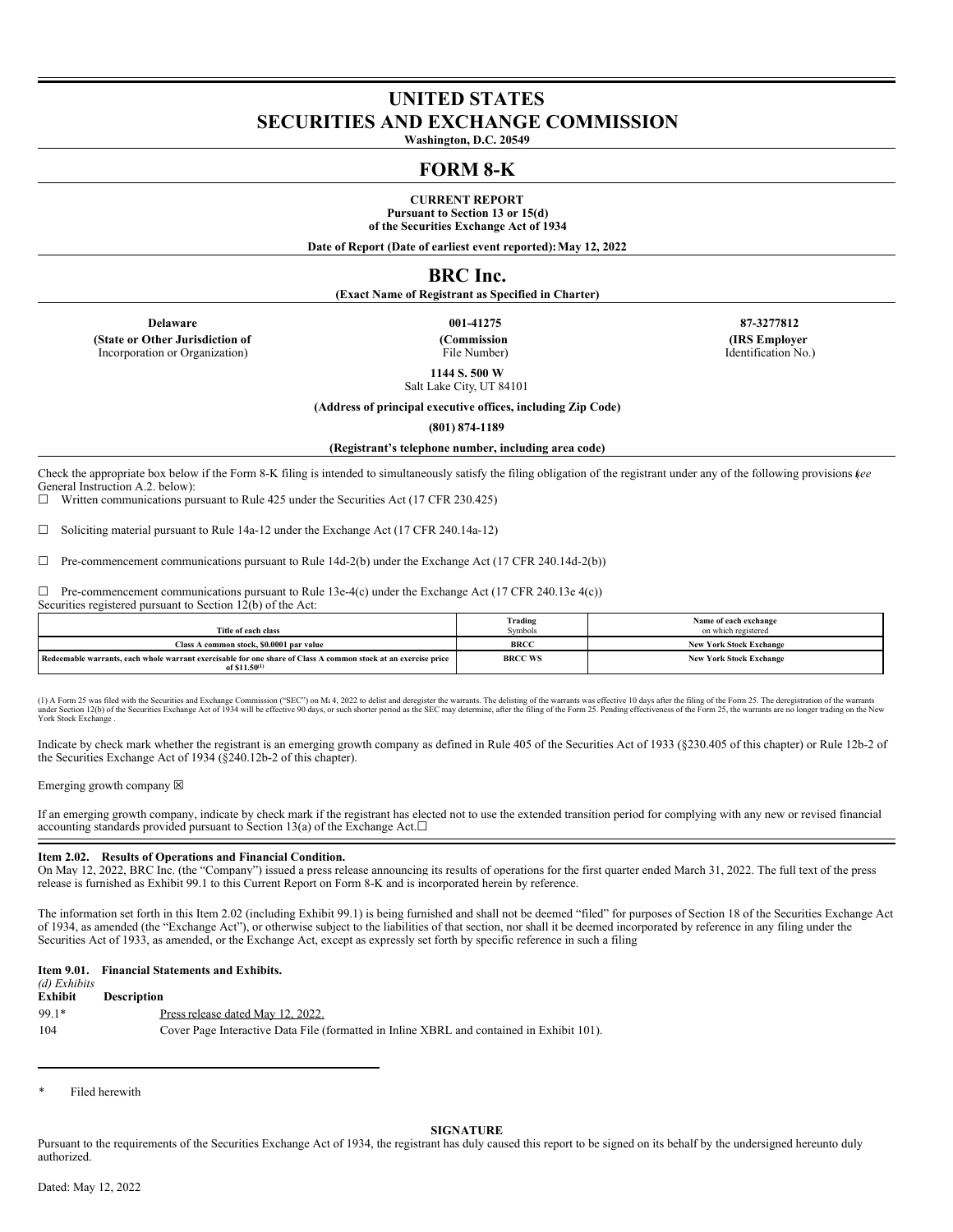# UNITED STATES
# SECURITIES AND EXCHANGE COMMISSION

**Washington, D.C. 20549**

## FORM 8-K

**CURRENT REPORT**
**Pursuant to Section 13 or 15(d)**
**of the Securities Exchange Act of 1934**

**Date of Report (Date of earliest event reported): May 12, 2022**

## BRC Inc.

**(Exact Name of Registrant as Specified in Charter)**

| **Delaware** | **001-41275** | **87-3277812** |
|---|---|---|
| **(State or Other Jurisdiction of** Incorporation or Organization) | **(Commission** File Number) | **(IRS Employer** Identification No.) |

**1144 S. 500 W**
Salt Lake City, UT 84101

**(Address of principal executive offices, including Zip Code)**

**(801) 874-1189**

**(Registrant's telephone number, including area code)**

Check the appropriate box below if the Form 8-K filing is intended to simultaneously satisfy the filing obligation of the registrant under any of the following provisions (*see* General Instruction A.2. below):

☐ Written communications pursuant to Rule 425 under the Securities Act (17 CFR 230.425)

☐ Soliciting material pursuant to Rule 14a-12 under the Exchange Act (17 CFR 240.14a-12)

☐ Pre-commencement communications pursuant to Rule 14d-2(b) under the Exchange Act (17 CFR 240.14d-2(b))

☐ Pre-commencement communications pursuant to Rule 13e-4(c) under the Exchange Act (17 CFR 240.13e 4(c))

Securities registered pursuant to Section 12(b) of the Act:

| Title of each class | Trading Symbols | Name of each exchange on which registered |
|---|---|---|
| Class A common stock, $0.0001 par value | BRCC | New York Stock Exchange |
| Redeemable warrants, each whole warrant exercisable for one share of Class A common stock at an exercise price of $11.50[1] | BRCC WS | New York Stock Exchange |

(1) A Form 25 was filed with the Securities and Exchange Commission ("SEC") on May 4, 2022 to delist and deregister the warrants. The delisting of the warrants was effective 10 days after the filing of the Form 25. The deregistration of the warrants under Section 12(b) of the Securities Exchange Act of 1934 will be effective 90 days, or such shorter period as the SEC may determine, after the filing of the Form 25. Pending effectiveness of the Form 25, the warrants are no longer trading on the New York Stock Exchange .

Indicate by check mark whether the registrant is an emerging growth company as defined in Rule 405 of the Securities Act of 1933 (§230.405 of this chapter) or Rule 12b-2 of the Securities Exchange Act of 1934 (§240.12b-2 of this chapter).

Emerging growth company ☒

If an emerging growth company, indicate by check mark if the registrant has elected not to use the extended transition period for complying with any new or revised financial accounting standards provided pursuant to Section 13(a) of the Exchange Act. ☐

**Item 2.02. Results of Operations and Financial Condition.**

On May 12, 2022, BRC Inc. (the "Company") issued a press release announcing its results of operations for the first quarter ended March 31, 2022. The full text of the press release is furnished as Exhibit 99.1 to this Current Report on Form 8-K and is incorporated herein by reference.

The information set forth in this Item 2.02 (including Exhibit 99.1) is being furnished and shall not be deemed "filed" for purposes of Section 18 of the Securities Exchange Act of 1934, as amended (the "Exchange Act"), or otherwise subject to the liabilities of that section, nor shall it be deemed incorporated by reference in any filing under the Securities Act of 1933, as amended, or the Exchange Act, except as expressly set forth by specific reference in such a filing

**Item 9.01. Financial Statements and Exhibits.**

*(d) Exhibits*

| **Exhibit** | **Description** |
|---|---|
| 99.1* | Press release dated May 12, 2022. |
| 104 | Cover Page Interactive Data File (formatted in Inline XBRL and contained in Exhibit 101). |

\* Filed herewith

**SIGNATURE**

Pursuant to the requirements of the Securities Exchange Act of 1934, the registrant has duly caused this report to be signed on its behalf by the undersigned hereunto duly authorized.

Dated: May 12, 2022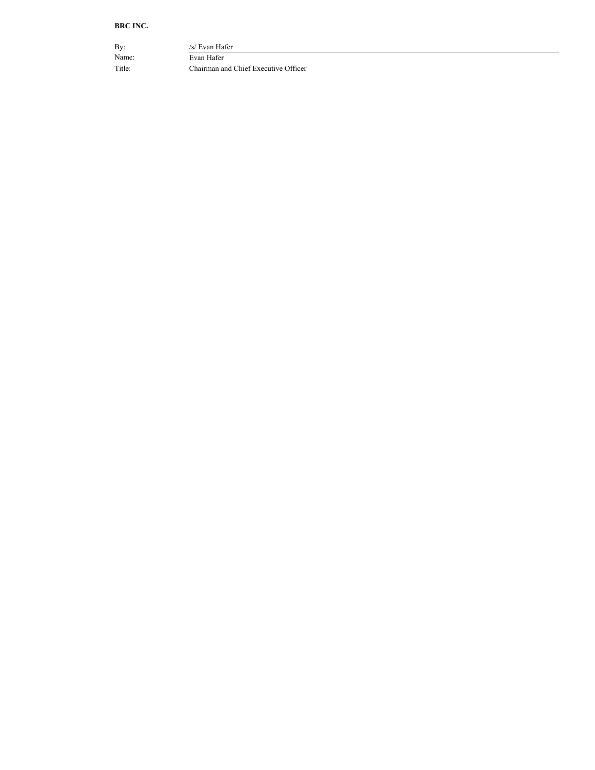**BRC INC.**

| | |
|---|---|
| By: | /s/ Evan Hafer |
| Name: | Evan Hafer |
| Title: | Chairman and Chief Executive Officer |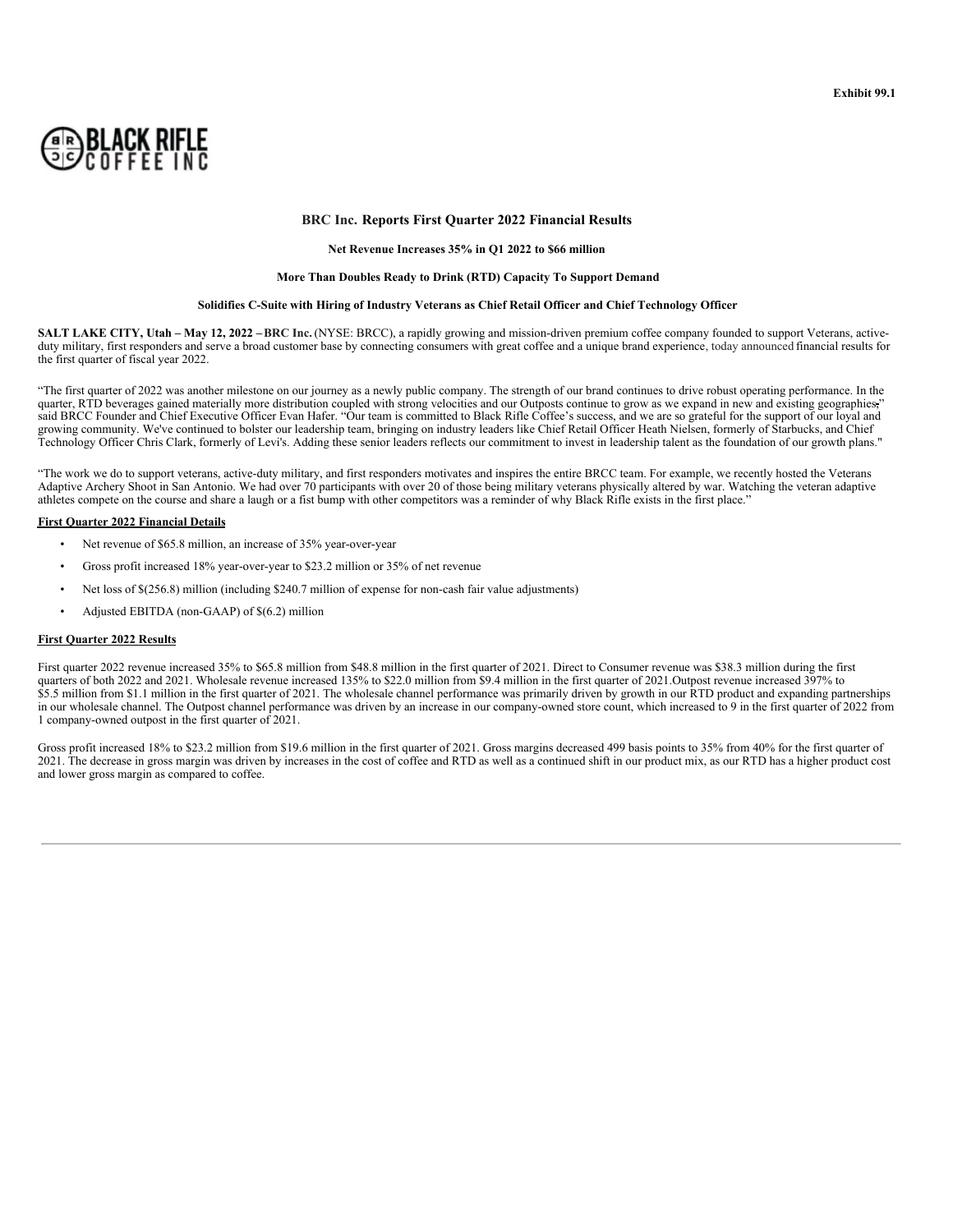Exhibit 99.1

BLACK RIFLE COFFEE INC

## BRC Inc. Reports First Quarter 2022 Financial Results

**Net Revenue Increases 35% in Q1 2022 to $66 million**

**More Than Doubles Ready to Drink (RTD) Capacity To Support Demand**

**Solidifies C-Suite with Hiring of Industry Veterans as Chief Retail Officer and Chief Technology Officer**

**SALT LAKE CITY, Utah – May 12, 2022 – BRC Inc.** (NYSE: BRCC), a rapidly growing and mission-driven premium coffee company founded to support Veterans, active-duty military, first responders and serve a broad customer base by connecting consumers with great coffee and a unique brand experience, today announced financial results for the first quarter of fiscal year 2022.

"The first quarter of 2022 was another milestone on our journey as a newly public company. The strength of our brand continues to drive robust operating performance. In the quarter, RTD beverages gained materially more distribution coupled with strong velocities and our Outposts continue to grow as we expand in new and existing geographies," said BRCC Founder and Chief Executive Officer Evan Hafer. "Our team is committed to Black Rifle Coffee's success, and we are so grateful for the support of our loyal and growing community. We've continued to bolster our leadership team, bringing on industry leaders like Chief Retail Officer Heath Nielsen, formerly of Starbucks, and Chief Technology Officer Chris Clark, formerly of Levi's. Adding these senior leaders reflects our commitment to invest in leadership talent as the foundation of our growth plans."

"The work we do to support veterans, active-duty military, and first responders motivates and inspires the entire BRCC team. For example, we recently hosted the Veterans Adaptive Archery Shoot in San Antonio. We had over 70 participants with over 20 of those being military veterans physically altered by war. Watching the veteran adaptive athletes compete on the course and share a laugh or a fist bump with other competitors was a reminder of why Black Rifle exists in the first place."

**First Quarter 2022 Financial Details**

- Net revenue of $65.8 million, an increase of 35% year-over-year
- Gross profit increased 18% year-over-year to $23.2 million or 35% of net revenue
- Net loss of $(256.8) million (including $240.7 million of expense for non-cash fair value adjustments)
- Adjusted EBITDA (non-GAAP) of $(6.2) million

**First Quarter 2022 Results**

First quarter 2022 revenue increased 35% to $65.8 million from $48.8 million in the first quarter of 2021. Direct to Consumer revenue was $38.3 million during the first quarters of both 2022 and 2021. Wholesale revenue increased 135% to $22.0 million from $9.4 million in the first quarter of 2021.Outpost revenue increased 397% to $5.5 million from $1.1 million in the first quarter of 2021. The wholesale channel performance was primarily driven by growth in our RTD product and expanding partnerships in our wholesale channel. The Outpost channel performance was driven by an increase in our company-owned store count, which increased to 9 in the first quarter of 2022 from 1 company-owned outpost in the first quarter of 2021.

Gross profit increased 18% to $23.2 million from $19.6 million in the first quarter of 2021. Gross margins decreased 499 basis points to 35% from 40% for the first quarter of 2021. The decrease in gross margin was driven by increases in the cost of coffee and RTD as well as a continued shift in our product mix, as our RTD has a higher product cost and lower gross margin as compared to coffee.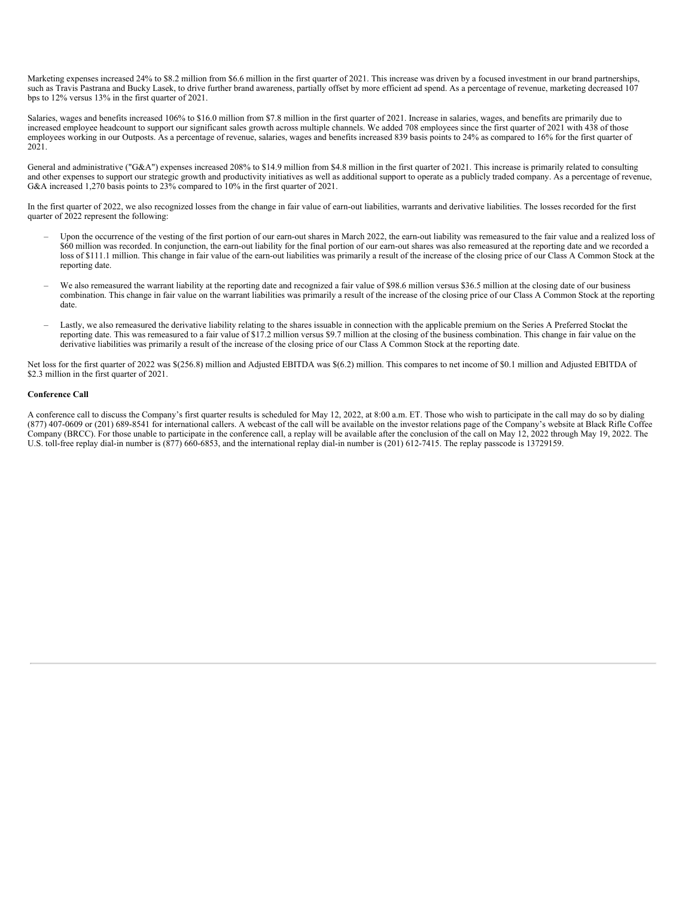Marketing expenses increased 24% to $8.2 million from $6.6 million in the first quarter of 2021. This increase was driven by a focused investment in our brand partnerships, such as Travis Pastrana and Bucky Lasek, to drive further brand awareness, partially offset by more efficient ad spend. As a percentage of revenue, marketing decreased 107 bps to 12% versus 13% in the first quarter of 2021.

Salaries, wages and benefits increased 106% to $16.0 million from $7.8 million in the first quarter of 2021. Increase in salaries, wages, and benefits are primarily due to increased employee headcount to support our significant sales growth across multiple channels. We added 708 employees since the first quarter of 2021 with 438 of those employees working in our Outposts. As a percentage of revenue, salaries, wages and benefits increased 839 basis points to 24% as compared to 16% for the first quarter of 2021.

General and administrative ("G&A") expenses increased 208% to $14.9 million from $4.8 million in the first quarter of 2021. This increase is primarily related to consulting and other expenses to support our strategic growth and productivity initiatives as well as additional support to operate as a publicly traded company. As a percentage of revenue, G&A increased 1,270 basis points to 23% compared to 10% in the first quarter of 2021.

In the first quarter of 2022, we also recognized losses from the change in fair value of earn-out liabilities, warrants and derivative liabilities. The losses recorded for the first quarter of 2022 represent the following:

- Upon the occurrence of the vesting of the first portion of our earn-out shares in March 2022, the earn-out liability was remeasured to the fair value and a realized loss of $60 million was recorded. In conjunction, the earn-out liability for the final portion of our earn-out shares was also remeasured at the reporting date and we recorded a loss of $111.1 million. This change in fair value of the earn-out liabilities was primarily a result of the increase of the closing price of our Class A Common Stock at the reporting date.
- We also remeasured the warrant liability at the reporting date and recognized a fair value of $98.6 million versus $36.5 million at the closing date of our business combination. This change in fair value on the warrant liabilities was primarily a result of the increase of the closing price of our Class A Common Stock at the reporting date.
- Lastly, we also remeasured the derivative liability relating to the shares issuable in connection with the applicable premium on the Series A Preferred Stock at the reporting date. This was remeasured to a fair value of $17.2 million versus $9.7 million at the closing of the business combination. This change in fair value on the derivative liabilities was primarily a result of the increase of the closing price of our Class A Common Stock at the reporting date.

Net loss for the first quarter of 2022 was $(256.8) million and Adjusted EBITDA was $(6.2) million. This compares to net income of $0.1 million and Adjusted EBITDA of $2.3 million in the first quarter of 2021.

**Conference Call**

A conference call to discuss the Company's first quarter results is scheduled for May 12, 2022, at 8:00 a.m. ET. Those who wish to participate in the call may do so by dialing (877) 407-0609 or (201) 689-8541 for international callers. A webcast of the call will be available on the investor relations page of the Company's website at Black Rifle Coffee Company (BRCC). For those unable to participate in the conference call, a replay will be available after the conclusion of the call on May 12, 2022 through May 19, 2022. The U.S. toll-free replay dial-in number is (877) 660-6853, and the international replay dial-in number is (201) 612-7415. The replay passcode is 13729159.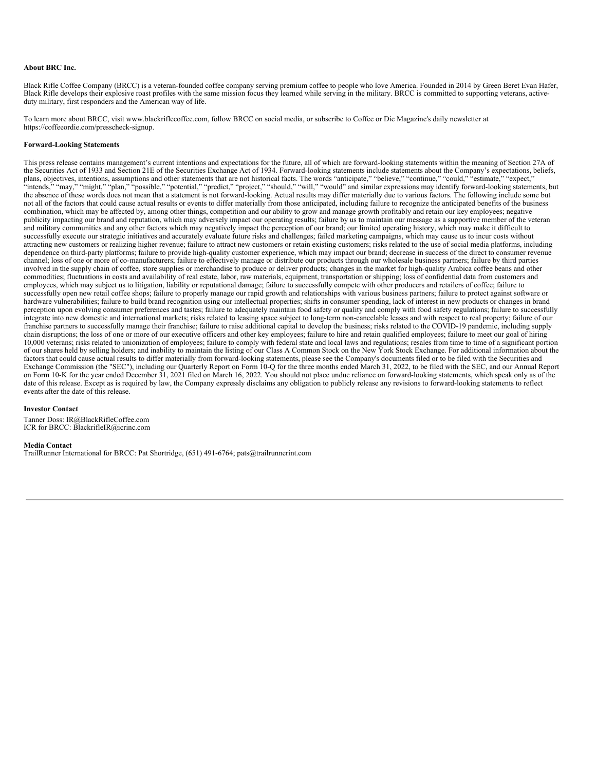**About BRC Inc.**

Black Rifle Coffee Company (BRCC) is a veteran-founded coffee company serving premium coffee to people who love America. Founded in 2014 by Green Beret Evan Hafer, Black Rifle develops their explosive roast profiles with the same mission focus they learned while serving in the military. BRCC is committed to supporting veterans, active-duty military, first responders and the American way of life.

To learn more about BRCC, visit www.blackriflecoffee.com, follow BRCC on social media, or subscribe to Coffee or Die Magazine's daily newsletter at https://coffeeordie.com/presscheck-signup.

**Forward-Looking Statements**

This press release contains management's current intentions and expectations for the future, all of which are forward-looking statements within the meaning of Section 27A of the Securities Act of 1933 and Section 21E of the Securities Exchange Act of 1934. Forward-looking statements include statements about the Company's expectations, beliefs, plans, objectives, intentions, assumptions and other statements that are not historical facts. The words "anticipate," "believe," "continue," "could," "estimate," "expect," "intends," "may," "might," "plan," "possible," "potential," "predict," "project," "should," "will," "would" and similar expressions may identify forward-looking statements, but the absence of these words does not mean that a statement is not forward-looking. Actual results may differ materially due to various factors. The following include some but not all of the factors that could cause actual results or events to differ materially from those anticipated, including failure to recognize the anticipated benefits of the business combination, which may be affected by, among other things, competition and our ability to grow and manage growth profitably and retain our key employees; negative publicity impacting our brand and reputation, which may adversely impact our operating results; failure by us to maintain our message as a supportive member of the veteran and military communities and any other factors which may negatively impact the perception of our brand; our limited operating history, which may make it difficult to successfully execute our strategic initiatives and accurately evaluate future risks and challenges; failed marketing campaigns, which may cause us to incur costs without attracting new customers or realizing higher revenue; failure to attract new customers or retain existing customers; risks related to the use of social media platforms, including dependence on third-party platforms; failure to provide high-quality customer experience, which may impact our brand; decrease in success of the direct to consumer revenue channel; loss of one or more of co-manufacturers; failure to effectively manage or distribute our products through our wholesale business partners; failure by third parties involved in the supply chain of coffee, store supplies or merchandise to produce or deliver products; changes in the market for high-quality Arabica coffee beans and other commodities; fluctuations in costs and availability of real estate, labor, raw materials, equipment, transportation or shipping; loss of confidential data from customers and employees, which may subject us to litigation, liability or reputational damage; failure to successfully compete with other producers and retailers of coffee; failure to successfully open new retail coffee shops; failure to properly manage our rapid growth and relationships with various business partners; failure to protect against software or hardware vulnerabilities; failure to build brand recognition using our intellectual properties; shifts in consumer spending, lack of interest in new products or changes in brand perception upon evolving consumer preferences and tastes; failure to adequately maintain food safety or quality and comply with food safety regulations; failure to successfully integrate into new domestic and international markets; risks related to leasing space subject to long-term non-cancelable leases and with respect to real property; failure of our franchise partners to successfully manage their franchise; failure to raise additional capital to develop the business; risks related to the COVID-19 pandemic, including supply chain disruptions; the loss of one or more of our executive officers and other key employees; failure to hire and retain qualified employees; failure to meet our goal of hiring 10,000 veterans; risks related to unionization of employees; failure to comply with federal state and local laws and regulations; resales from time to time of a significant portion of our shares held by selling holders; and inability to maintain the listing of our Class A Common Stock on the New York Stock Exchange. For additional information about the factors that could cause actual results to differ materially from forward-looking statements, please see the Company's documents filed or to be filed with the Securities and Exchange Commission (the "SEC"), including our Quarterly Report on Form 10-Q for the three months ended March 31, 2022, to be filed with the SEC, and our Annual Report on Form 10-K for the year ended December 31, 2021 filed on March 16, 2022. You should not place undue reliance on forward-looking statements, which speak only as of the date of this release. Except as is required by law, the Company expressly disclaims any obligation to publicly release any revisions to forward-looking statements to reflect events after the date of this release.

**Investor Contact**

Tanner Doss: IR@BlackRifleCoffee.com
ICR for BRCC: BlackrifleIR@icrinc.com

**Media Contact**

TrailRunner International for BRCC: Pat Shortridge, (651) 491-6764; pats@trailrunnerint.com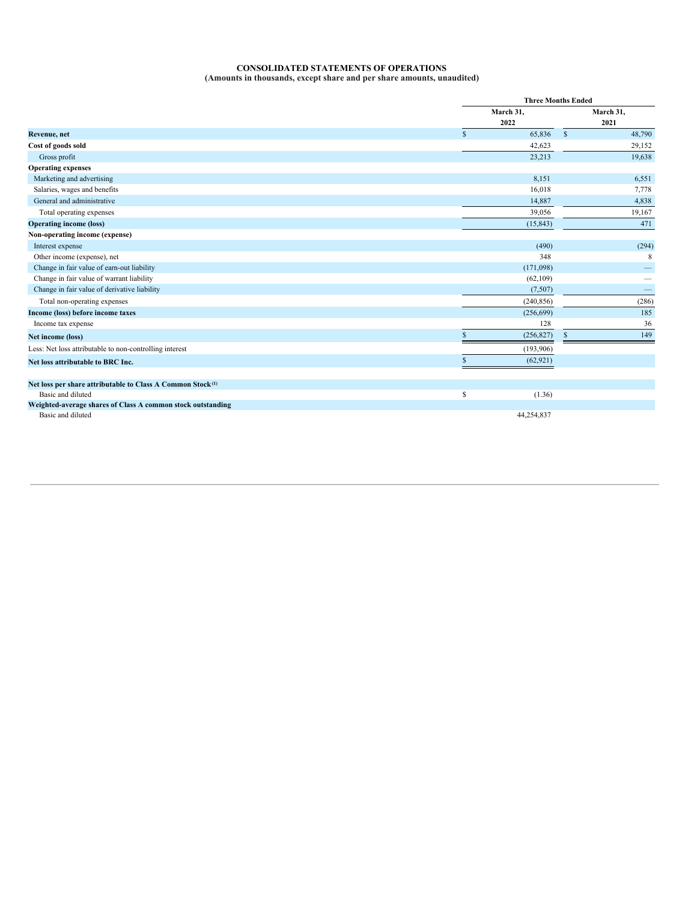# CONSOLIDATED STATEMENTS OF OPERATIONS

**(Amounts in thousands, except share and per share amounts, unaudited)**

| | Three Months Ended | |
|---|---|---|
| | March 31, 2022 | March 31, 2021 |
| **Revenue, net** | $ 65,836 | $ 48,790 |
| **Cost of goods sold** | 42,623 | 29,152 |
| Gross profit | 23,213 | 19,638 |
| **Operating expenses** | | |
| Marketing and advertising | 8,151 | 6,551 |
| Salaries, wages and benefits | 16,018 | 7,778 |
| General and administrative | 14,887 | 4,838 |
| Total operating expenses | 39,056 | 19,167 |
| **Operating income (loss)** | (15,843) | 471 |
| **Non-operating income (expense)** | | |
| Interest expense | (490) | (294) |
| Other income (expense), net | 348 | 8 |
| Change in fair value of earn-out liability | (171,098) | — |
| Change in fair value of warrant liability | (62,109) | — |
| Change in fair value of derivative liability | (7,507) | — |
| Total non-operating expenses | (240,856) | (286) |
| **Income (loss) before income taxes** | (256,699) | 185 |
| Income tax expense | 128 | 36 |
| **Net income (loss)** | $ (256,827) | $ 149 |
| Less: Net loss attributable to non-controlling interest | (193,906) | |
| **Net loss attributable to BRC Inc.** | $ (62,921) | |
| | | |
| **Net loss per share attributable to Class A Common Stock [1]** | | |
| Basic and diluted | $ (1.36) | |
| **Weighted-average shares of Class A common stock outstanding** | | |
| Basic and diluted | 44,254,837 | |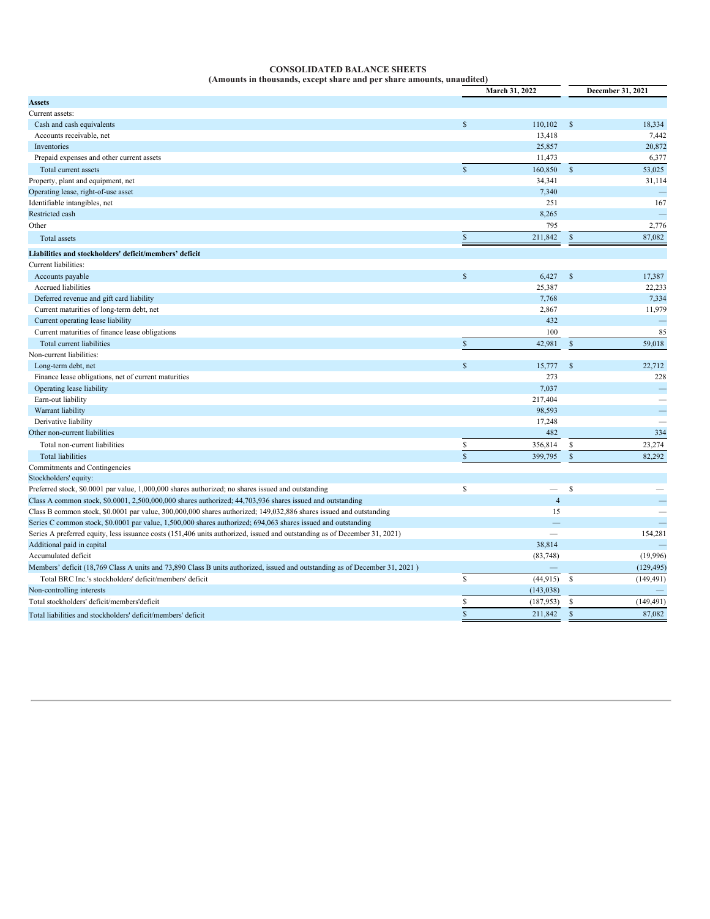# CONSOLIDATED BALANCE SHEETS
## (Amounts in thousands, except share and per share amounts, unaudited)

| | March 31, 2022 | December 31, 2021 |
|---|---|---|
| **Assets** | | |
| Current assets: | | |
| Cash and cash equivalents | $ 110,102 | $ 18,334 |
| Accounts receivable, net | 13,418 | 7,442 |
| Inventories | 25,857 | 20,872 |
| Prepaid expenses and other current assets | 11,473 | 6,377 |
| Total current assets | $ 160,850 | $ 53,025 |
| Property, plant and equipment, net | 34,341 | 31,114 |
| Operating lease, right-of-use asset | 7,340 | — |
| Identifiable intangibles, net | 251 | 167 |
| Restricted cash | 8,265 | — |
| Other | 795 | 2,776 |
| Total assets | $ 211,842 | $ 87,082 |
| **Liabilities and stockholders' deficit/members' deficit** | | |
| Current liabilities: | | |
| Accounts payable | $ 6,427 | $ 17,387 |
| Accrued liabilities | 25,387 | 22,233 |
| Deferred revenue and gift card liability | 7,768 | 7,334 |
| Current maturities of long-term debt, net | 2,867 | 11,979 |
| Current operating lease liability | 432 | — |
| Current maturities of finance lease obligations | 100 | 85 |
| Total current liabilities | $ 42,981 | $ 59,018 |
| Non-current liabilities: | | |
| Long-term debt, net | $ 15,777 | $ 22,712 |
| Finance lease obligations, net of current maturities | 273 | 228 |
| Operating lease liability | 7,037 | — |
| Earn-out liability | 217,404 | — |
| Warrant liability | 98,593 | — |
| Derivative liability | 17,248 | — |
| Other non-current liabilities | 482 | 334 |
| Total non-current liabilities | $ 356,814 | $ 23,274 |
| Total liabilities | $ 399,795 | $ 82,292 |
| Commitments and Contingencies | | |
| Stockholders' equity: | | |
| Preferred stock, $0.0001 par value, 1,000,000 shares authorized; no shares issued and outstanding | $ — | $ — |
| Class A common stock, $0.0001, 2,500,000,000 shares authorized; 44,703,936 shares issued and outstanding | 4 | — |
| Class B common stock, $0.0001 par value, 300,000,000 shares authorized; 149,032,886 shares issued and outstanding | 15 | — |
| Series C common stock, $0.0001 par value, 1,500,000 shares authorized; 694,063 shares issued and outstanding | — | — |
| Series A preferred equity, less issuance costs (151,406 units authorized, issued and outstanding as of December 31, 2021) | — | 154,281 |
| Additional paid in capital | 38,814 | — |
| Accumulated deficit | (83,748) | (19,996) |
| Members' deficit (18,769 Class A units and 73,890 Class B units authorized, issued and outstanding as of December 31, 2021 ) | — | (129,495) |
| Total BRC Inc.'s stockholders' deficit/members' deficit | $ (44,915) | $ (149,491) |
| Non-controlling interests | (143,038) | — |
| Total stockholders' deficit/members'deficit | $ (187,953) | $ (149,491) |
| Total liabilities and stockholders' deficit/members' deficit | $ 211,842 | $ 87,082 |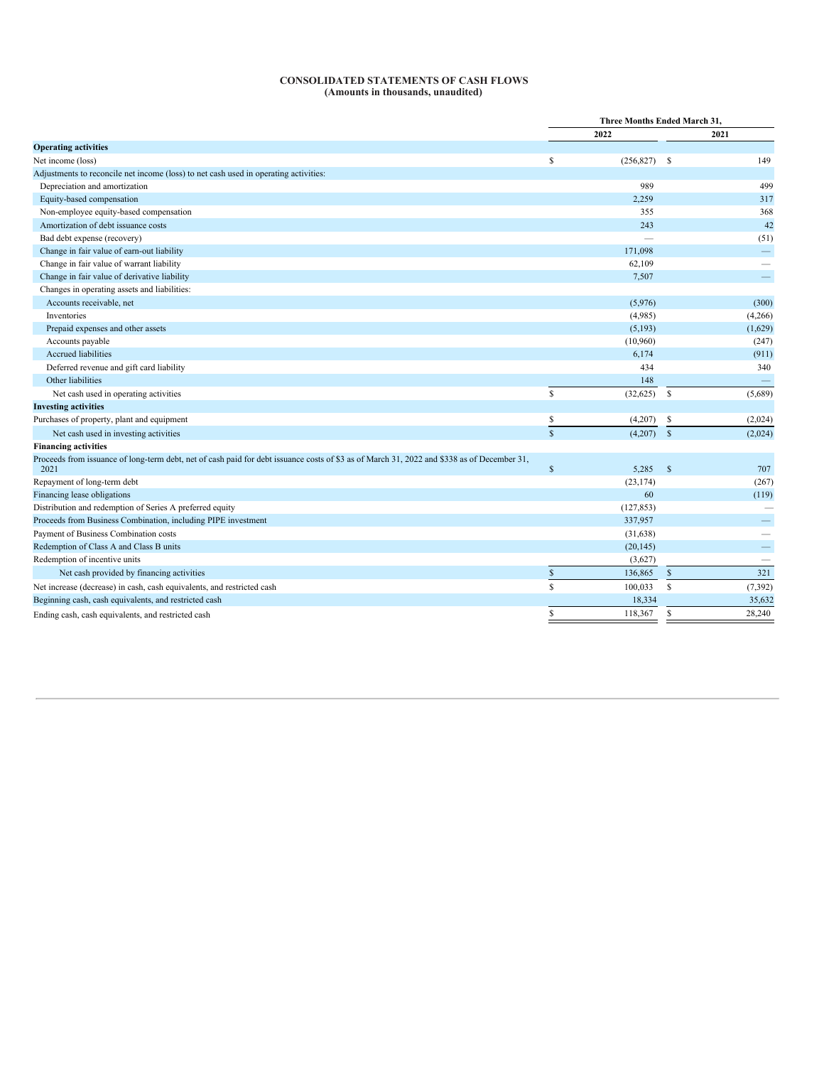**CONSOLIDATED STATEMENTS OF CASH FLOWS**
**(Amounts in thousands, unaudited)**

| | Three Months Ended March 31, | |
|---|---|---|
| | 2022 | 2021 |
| **Operating activities** | | |
| Net income (loss) | $ (256,827) | $ 149 |
| Adjustments to reconcile net income (loss) to net cash used in operating activities: | | |
| Depreciation and amortization | 989 | 499 |
| Equity-based compensation | 2,259 | 317 |
| Non-employee equity-based compensation | 355 | 368 |
| Amortization of debt issuance costs | 243 | 42 |
| Bad debt expense (recovery) | — | (51) |
| Change in fair value of earn-out liability | 171,098 | — |
| Change in fair value of warrant liability | 62,109 | — |
| Change in fair value of derivative liability | 7,507 | — |
| Changes in operating assets and liabilities: | | |
| Accounts receivable, net | (5,976) | (300) |
| Inventories | (4,985) | (4,266) |
| Prepaid expenses and other assets | (5,193) | (1,629) |
| Accounts payable | (10,960) | (247) |
| Accrued liabilities | 6,174 | (911) |
| Deferred revenue and gift card liability | 434 | 340 |
| Other liabilities | 148 | — |
| Net cash used in operating activities | $ (32,625) | $ (5,689) |
| **Investing activities** | | |
| Purchases of property, plant and equipment | $ (4,207) | $ (2,024) |
| Net cash used in investing activities | $ (4,207) | $ (2,024) |
| **Financing activities** | | |
| Proceeds from issuance of long-term debt, net of cash paid for debt issuance costs of $3 as of March 31, 2022 and $338 as of December 31, 2021 | $ 5,285 | $ 707 |
| Repayment of long-term debt | (23,174) | (267) |
| Financing lease obligations | 60 | (119) |
| Distribution and redemption of Series A preferred equity | (127,853) | — |
| Proceeds from Business Combination, including PIPE investment | 337,957 | — |
| Payment of Business Combination costs | (31,638) | — |
| Redemption of Class A and Class B units | (20,145) | — |
| Redemption of incentive units | (3,627) | — |
| Net cash provided by financing activities | $ 136,865 | $ 321 |
| Net increase (decrease) in cash, cash equivalents, and restricted cash | $ 100,033 | $ (7,392) |
| Beginning cash, cash equivalents, and restricted cash | 18,334 | 35,632 |
| Ending cash, cash equivalents, and restricted cash | $ 118,367 | $ 28,240 |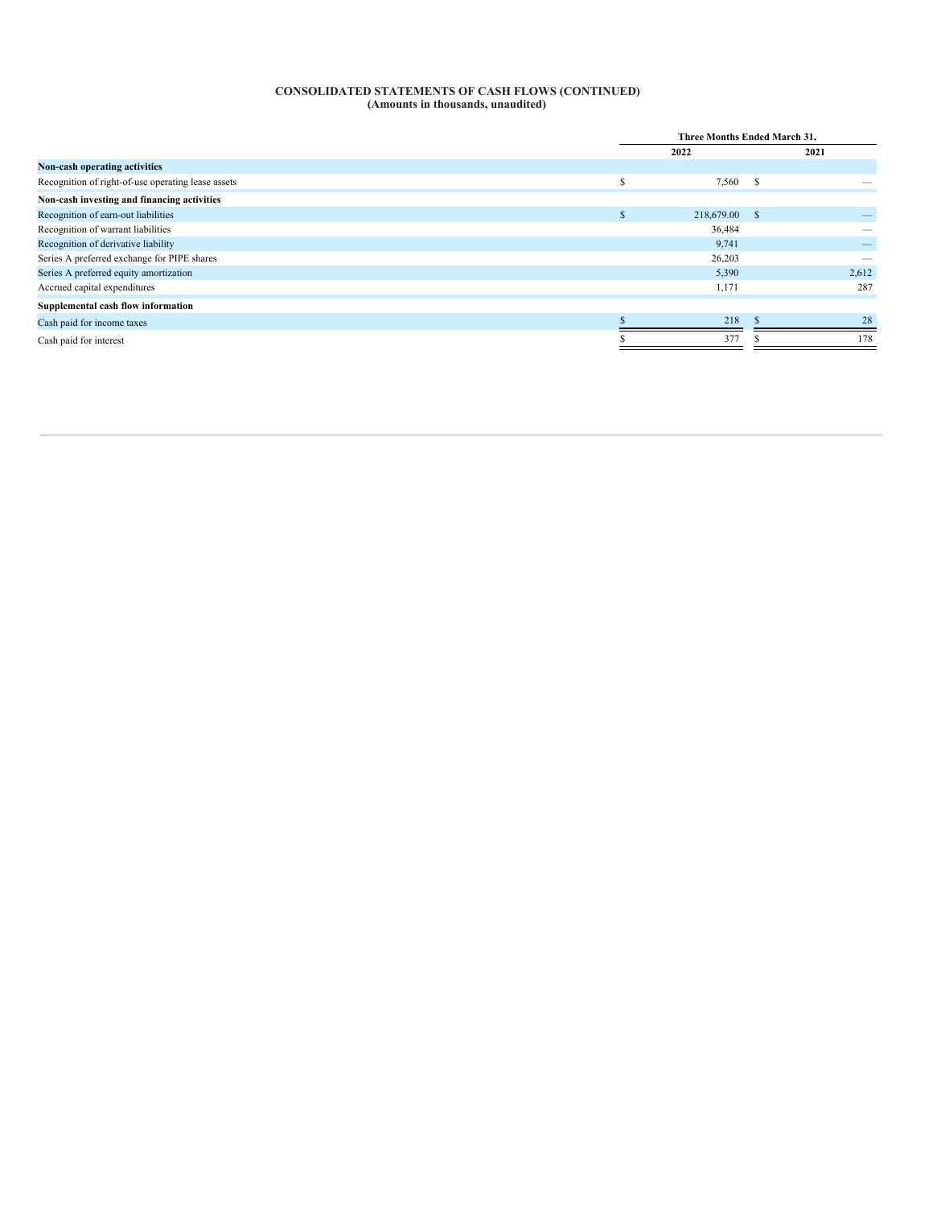**CONSOLIDATED STATEMENTS OF CASH FLOWS (CONTINUED)**
**(Amounts in thousands, unaudited)**

| | Three Months Ended March 31, | |
|---|---|---|
| | 2022 | 2021 |
| **Non-cash operating activities** | | |
| Recognition of right-of-use operating lease assets | $ 7,560 | $ — |
| **Non-cash investing and financing activities** | | |
| Recognition of earn-out liabilities | $ 218,679.00 | $ — |
| Recognition of warrant liabilities | 36,484 | — |
| Recognition of derivative liability | 9,741 | — |
| Series A preferred exchange for PIPE shares | 26,203 | — |
| Series A preferred equity amortization | 5,390 | 2,612 |
| Accrued capital expenditures | 1,171 | 287 |
| **Supplemental cash flow information** | | |
| Cash paid for income taxes | $ 218 | $ 28 |
| Cash paid for interest | $ 377 | $ 178 |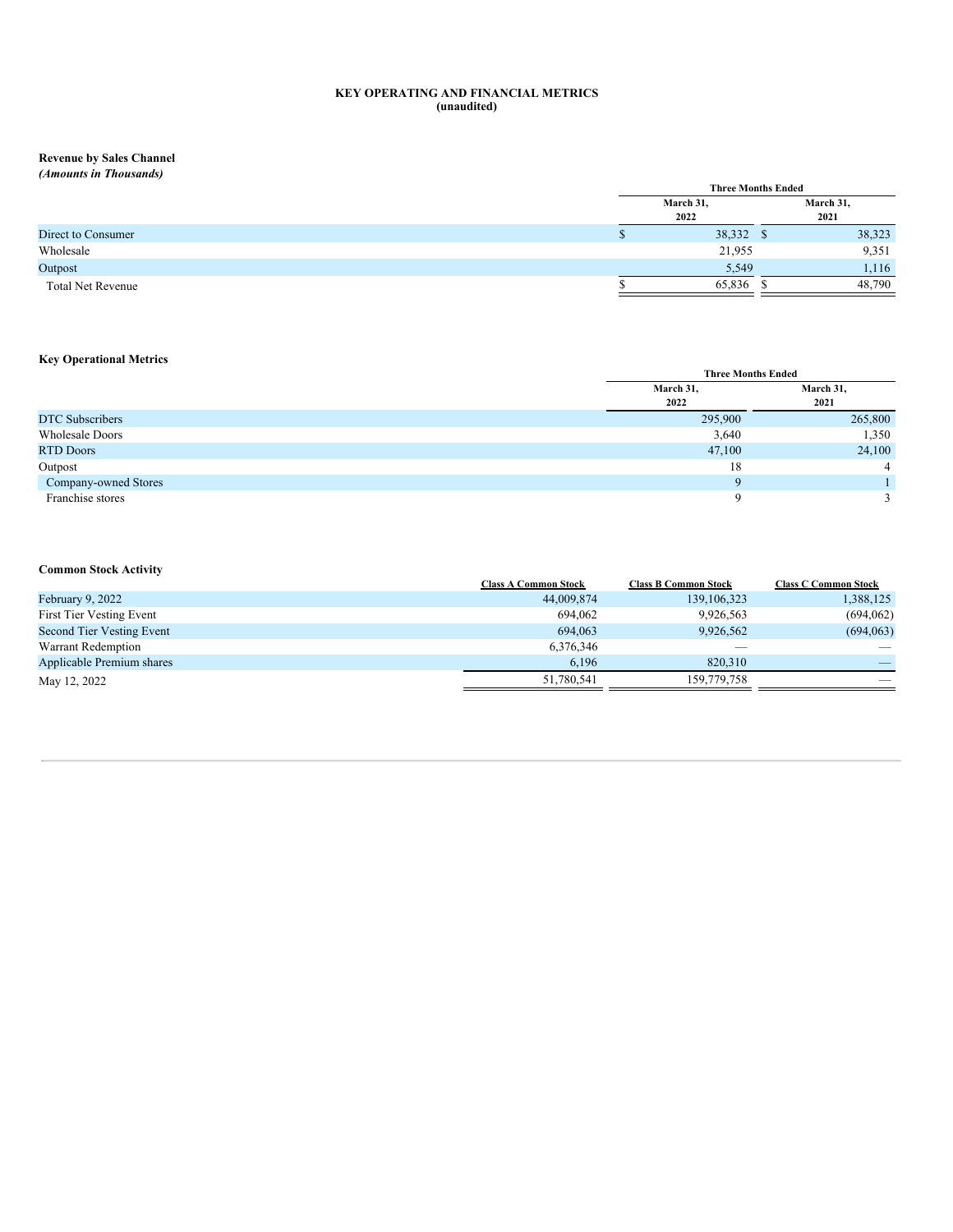# KEY OPERATING AND FINANCIAL METRICS
**(unaudited)**

**Revenue by Sales Channel**
***(Amounts in Thousands)***

| | Three Months Ended | |
|---|---|---|
| | March 31, 2022 | March 31, 2021 |
| Direct to Consumer | $ 38,332 | $ 38,323 |
| Wholesale | 21,955 | 9,351 |
| Outpost | 5,549 | 1,116 |
| Total Net Revenue | $ 65,836 | $ 48,790 |

**Key Operational Metrics**

| | Three Months Ended | |
|---|---|---|
| | March 31, 2022 | March 31, 2021 |
| DTC Subscribers | 295,900 | 265,800 |
| Wholesale Doors | 3,640 | 1,350 |
| RTD Doors | 47,100 | 24,100 |
| Outpost | 18 | 4 |
| Company-owned Stores | 9 | 1 |
| Franchise stores | 9 | 3 |

**Common Stock Activity**

| | Class A Common Stock | Class B Common Stock | Class C Common Stock |
|---|---|---|---|
| February 9, 2022 | 44,009,874 | 139,106,323 | 1,388,125 |
| First Tier Vesting Event | 694,062 | 9,926,563 | (694,062) |
| Second Tier Vesting Event | 694,063 | 9,926,562 | (694,063) |
| Warrant Redemption | 6,376,346 | — | — |
| Applicable Premium shares | 6,196 | 820,310 | — |
| May 12, 2022 | 51,780,541 | 159,779,758 | — |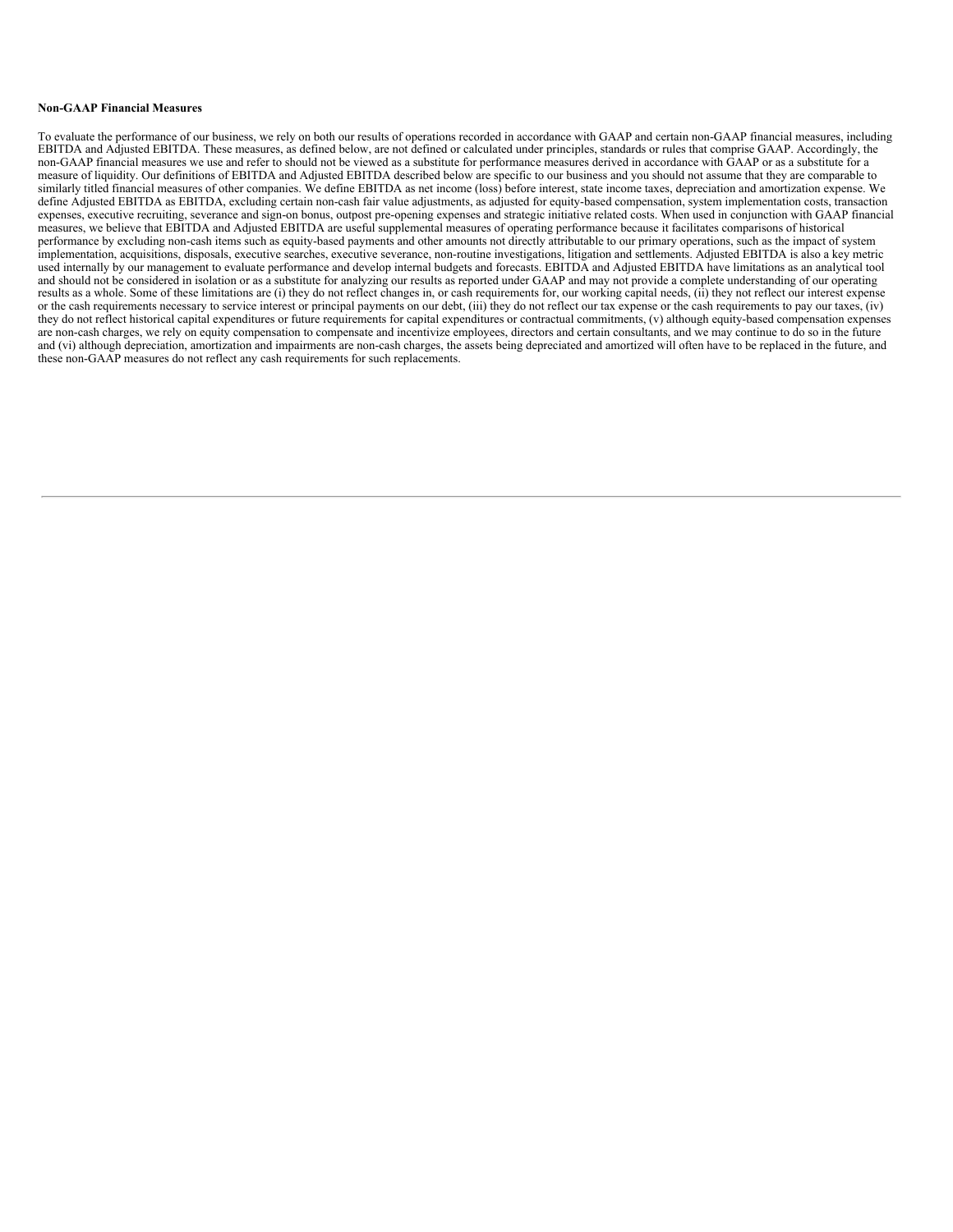**Non-GAAP Financial Measures**

To evaluate the performance of our business, we rely on both our results of operations recorded in accordance with GAAP and certain non-GAAP financial measures, including EBITDA and Adjusted EBITDA. These measures, as defined below, are not defined or calculated under principles, standards or rules that comprise GAAP. Accordingly, the non-GAAP financial measures we use and refer to should not be viewed as a substitute for performance measures derived in accordance with GAAP or as a substitute for a measure of liquidity. Our definitions of EBITDA and Adjusted EBITDA described below are specific to our business and you should not assume that they are comparable to similarly titled financial measures of other companies. We define EBITDA as net income (loss) before interest, state income taxes, depreciation and amortization expense. We define Adjusted EBITDA as EBITDA, excluding certain non-cash fair value adjustments, as adjusted for equity-based compensation, system implementation costs, transaction expenses, executive recruiting, severance and sign-on bonus, outpost pre-opening expenses and strategic initiative related costs. When used in conjunction with GAAP financial measures, we believe that EBITDA and Adjusted EBITDA are useful supplemental measures of operating performance because it facilitates comparisons of historical performance by excluding non-cash items such as equity-based payments and other amounts not directly attributable to our primary operations, such as the impact of system implementation, acquisitions, disposals, executive searches, executive severance, non-routine investigations, litigation and settlements. Adjusted EBITDA is also a key metric used internally by our management to evaluate performance and develop internal budgets and forecasts. EBITDA and Adjusted EBITDA have limitations as an analytical tool and should not be considered in isolation or as a substitute for analyzing our results as reported under GAAP and may not provide a complete understanding of our operating results as a whole. Some of these limitations are (i) they do not reflect changes in, or cash requirements for, our working capital needs, (ii) they not reflect our interest expense or the cash requirements necessary to service interest or principal payments on our debt, (iii) they do not reflect our tax expense or the cash requirements to pay our taxes, (iv) they do not reflect historical capital expenditures or future requirements for capital expenditures or contractual commitments, (v) although equity-based compensation expenses are non-cash charges, we rely on equity compensation to compensate and incentivize employees, directors and certain consultants, and we may continue to do so in the future and (vi) although depreciation, amortization and impairments are non-cash charges, the assets being depreciated and amortized will often have to be replaced in the future, and these non-GAAP measures do not reflect any cash requirements for such replacements.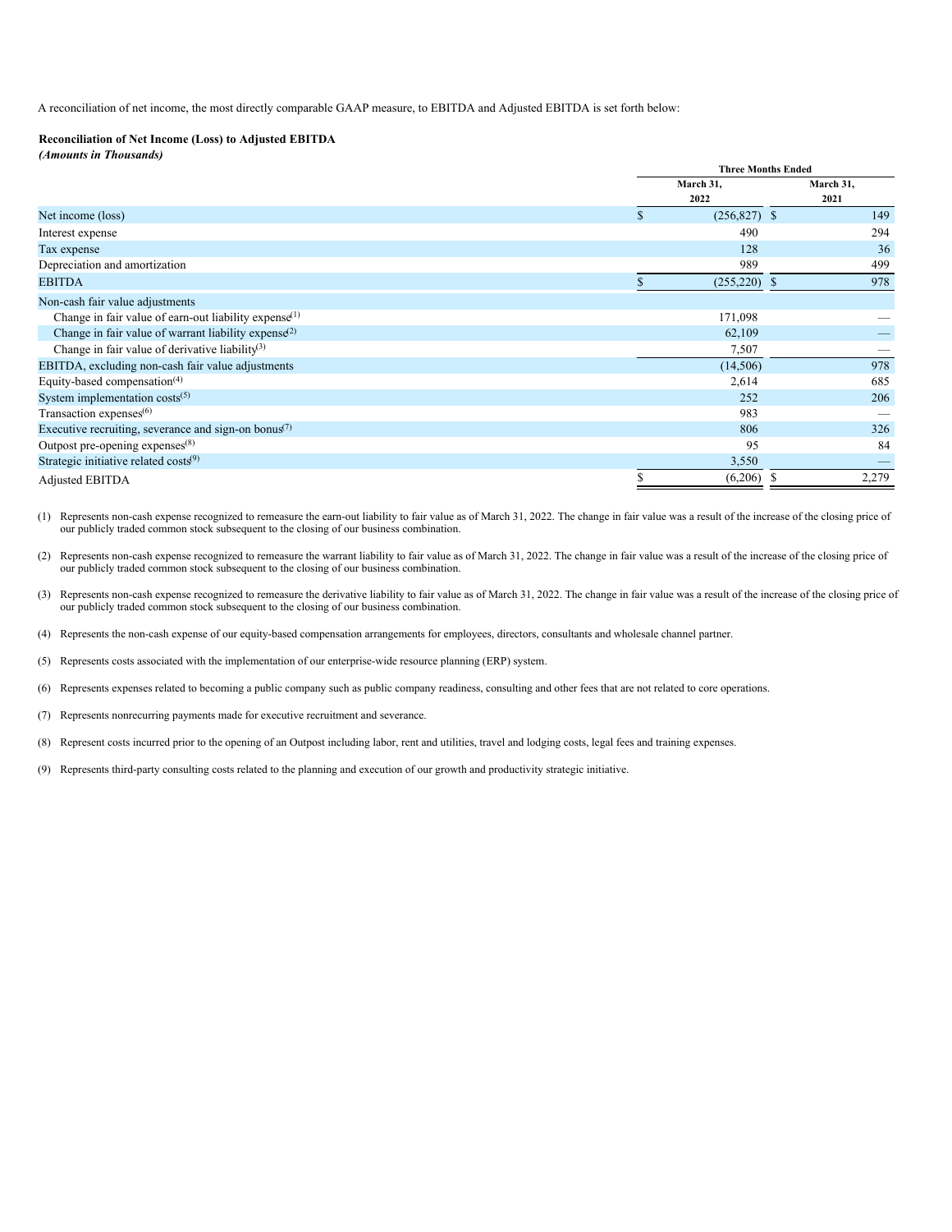A reconciliation of net income, the most directly comparable GAAP measure, to EBITDA and Adjusted EBITDA is set forth below:

**Reconciliation of Net Income (Loss) to Adjusted EBITDA**
***(Amounts in Thousands)***

| | Three Months Ended | |
|---|---|---|
| | March 31, 2022 | March 31, 2021 |
| Net income (loss) | $ (256,827) | $ 149 |
| Interest expense | 490 | 294 |
| Tax expense | 128 | 36 |
| Depreciation and amortization | 989 | 499 |
| EBITDA | $ (255,220) | $ 978 |
| Non-cash fair value adjustments | | |
| Change in fair value of earn-out liability expense[1] | 171,098 | — |
| Change in fair value of warrant liability expense[2] | 62,109 | — |
| Change in fair value of derivative liability[3] | 7,507 | — |
| EBITDA, excluding non-cash fair value adjustments | (14,506) | 978 |
| Equity-based compensation[4] | 2,614 | 685 |
| System implementation costs[5] | 252 | 206 |
| Transaction expenses[6] | 983 | — |
| Executive recruiting, severance and sign-on bonus[7] | 806 | 326 |
| Outpost pre-opening expenses[8] | 95 | 84 |
| Strategic initiative related costs[9] | 3,550 | — |
| Adjusted EBITDA | $ (6,206) | $ 2,279 |

(1) Represents non-cash expense recognized to remeasure the earn-out liability to fair value as of March 31, 2022. The change in fair value was a result of the increase of the closing price of our publicly traded common stock subsequent to the closing of our business combination.

(2) Represents non-cash expense recognized to remeasure the warrant liability to fair value as of March 31, 2022. The change in fair value was a result of the increase of the closing price of our publicly traded common stock subsequent to the closing of our business combination.

(3) Represents non-cash expense recognized to remeasure the derivative liability to fair value as of March 31, 2022. The change in fair value was a result of the increase of the closing price of our publicly traded common stock subsequent to the closing of our business combination.

(4) Represents the non-cash expense of our equity-based compensation arrangements for employees, directors, consultants and wholesale channel partner.

(5) Represents costs associated with the implementation of our enterprise-wide resource planning (ERP) system.

(6) Represents expenses related to becoming a public company such as public company readiness, consulting and other fees that are not related to core operations.

(7) Represents nonrecurring payments made for executive recruitment and severance.

(8) Represent costs incurred prior to the opening of an Outpost including labor, rent and utilities, travel and lodging costs, legal fees and training expenses.

(9) Represents third-party consulting costs related to the planning and execution of our growth and productivity strategic initiative.